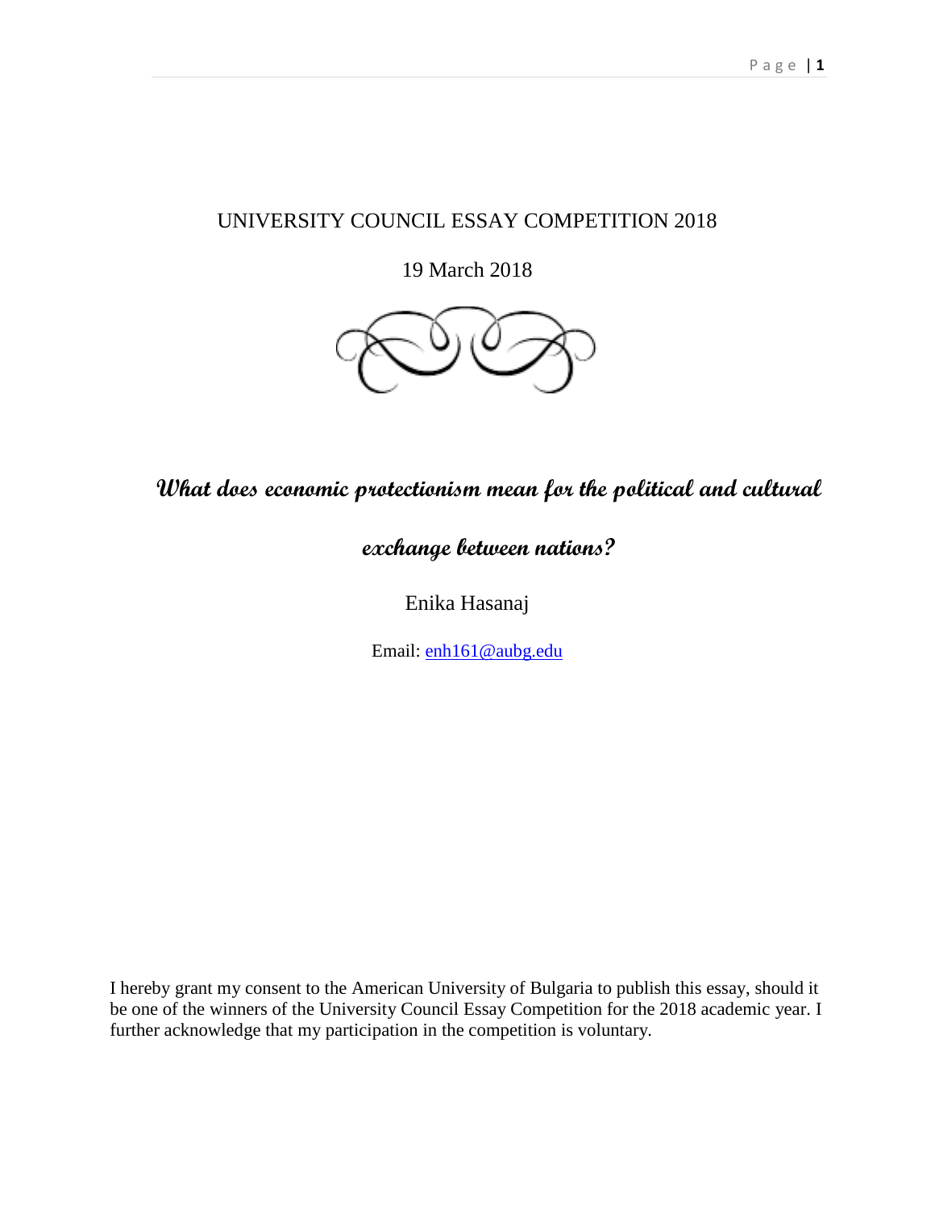UNIVERSITY COUNCIL ESSAY COMPETITION 2018

19 March 2018

# What does economic protectionism mean for the political and cultural exchange between nations?

Enika Hasanaj

Email: enh161@aubg.edu

I hereby grant my consent to the American University of Bulgaria to publish this essay, should it be one of the winners of the University Council Essay Competition for the 2018 academic year. I further acknowledge that my participation in the competition is voluntary.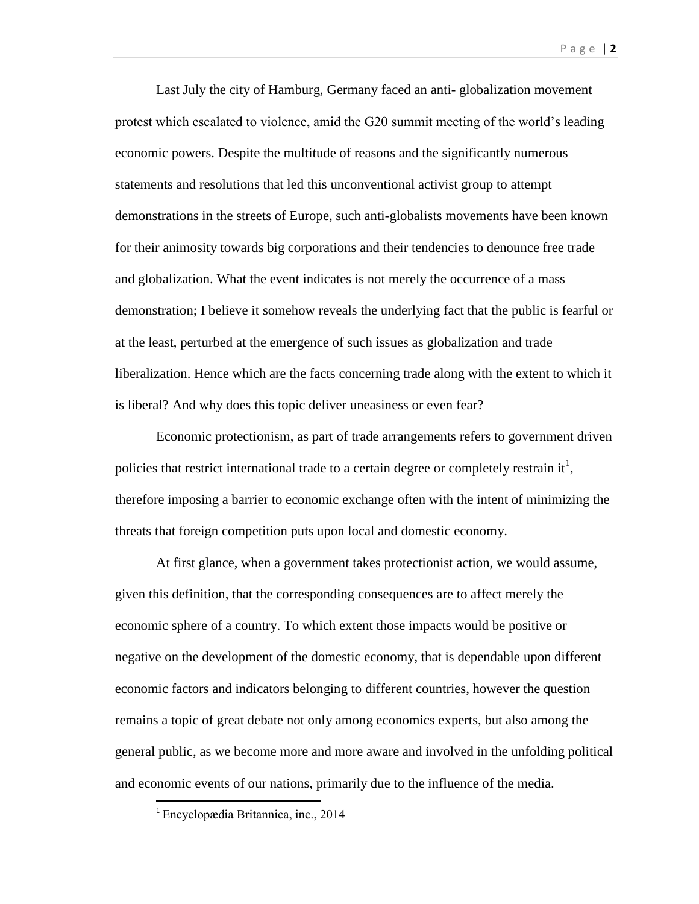Last July the city of Hamburg, Germany faced an anti- globalization movement protest which escalated to violence, amid the G20 summit meeting of the world's leading economic powers. Despite the multitude of reasons and the significantly numerous statements and resolutions that led this unconventional activist group to attempt demonstrations in the streets of Europe, such anti-globalists movements have been known for their animosity towards big corporations and their tendencies to denounce free trade and globalization. What the event indicates is not merely the occurrence of a mass demonstration; I believe it somehow reveals the underlying fact that the public is fearful or at the least, perturbed at the emergence of such issues as globalization and trade liberalization. Hence which are the facts concerning trade along with the extent to which it is liberal? And why does this topic deliver uneasiness or even fear?

Economic protectionism, as part of trade arrangements refers to government driven policies that restrict international trade to a certain degree or completely restrain it[1], therefore imposing a barrier to economic exchange often with the intent of minimizing the threats that foreign competition puts upon local and domestic economy.

At first glance, when a government takes protectionist action, we would assume, given this definition, that the corresponding consequences are to affect merely the economic sphere of a country. To which extent those impacts would be positive or negative on the development of the domestic economy, that is dependable upon different economic factors and indicators belonging to different countries, however the question remains a topic of great debate not only among economics experts, but also among the general public, as we become more and more aware and involved in the unfolding political and economic events of our nations, primarily due to the influence of the media.

---

[1] Encyclopædia Britannica, inc., 2014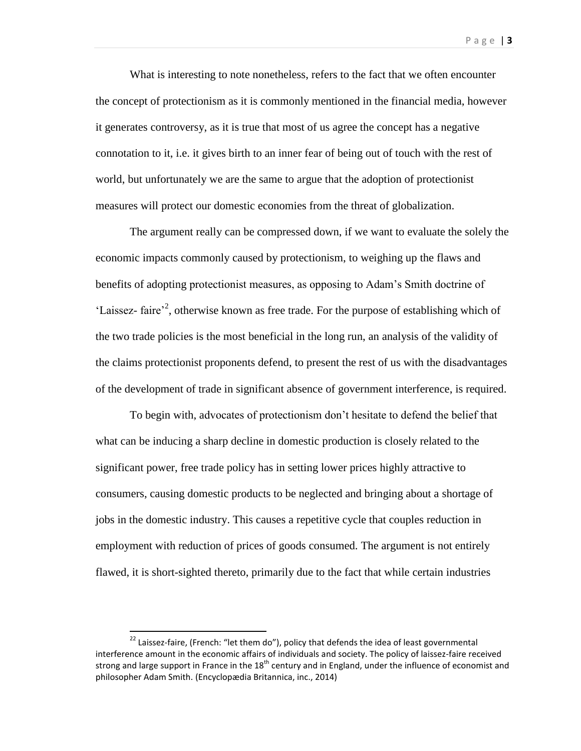What is interesting to note nonetheless, refers to the fact that we often encounter the concept of protectionism as it is commonly mentioned in the financial media, however it generates controversy, as it is true that most of us agree the concept has a negative connotation to it, i.e. it gives birth to an inner fear of being out of touch with the rest of world, but unfortunately we are the same to argue that the adoption of protectionist measures will protect our domestic economies from the threat of globalization.

The argument really can be compressed down, if we want to evaluate the solely the economic impacts commonly caused by protectionism, to weighing up the flaws and benefits of adopting protectionist measures, as opposing to Adam's Smith doctrine of 'Laissez- faire'[2], otherwise known as free trade. For the purpose of establishing which of the two trade policies is the most beneficial in the long run, an analysis of the validity of the claims protectionist proponents defend, to present the rest of us with the disadvantages of the development of trade in significant absence of government interference, is required.

To begin with, advocates of protectionism don't hesitate to defend the belief that what can be inducing a sharp decline in domestic production is closely related to the significant power, free trade policy has in setting lower prices highly attractive to consumers, causing domestic products to be neglected and bringing about a shortage of jobs in the domestic industry. This causes a repetitive cycle that couples reduction in employment with reduction of prices of goods consumed. The argument is not entirely flawed, it is short-sighted thereto, primarily due to the fact that while certain industries

---

[22] Laissez-faire, (French: "let them do"), policy that defends the idea of least governmental interference amount in the economic affairs of individuals and society. The policy of laissez-faire received strong and large support in France in the 18th century and in England, under the influence of economist and philosopher Adam Smith. (Encyclopædia Britannica, inc., 2014)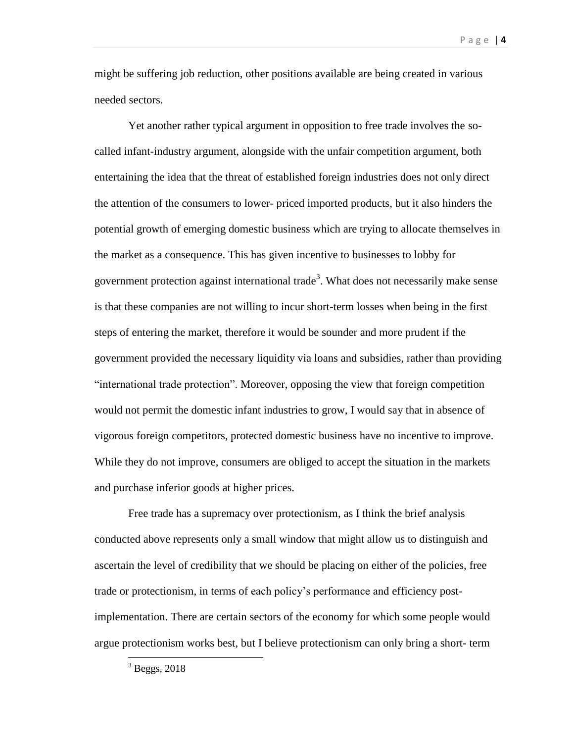might be suffering job reduction, other positions available are being created in various needed sectors.

Yet another rather typical argument in opposition to free trade involves the so-called infant-industry argument, alongside with the unfair competition argument, both entertaining the idea that the threat of established foreign industries does not only direct the attention of the consumers to lower- priced imported products, but it also hinders the potential growth of emerging domestic business which are trying to allocate themselves in the market as a consequence. This has given incentive to businesses to lobby for government protection against international trade[3]. What does not necessarily make sense is that these companies are not willing to incur short-term losses when being in the first steps of entering the market, therefore it would be sounder and more prudent if the government provided the necessary liquidity via loans and subsidies, rather than providing "international trade protection". Moreover, opposing the view that foreign competition would not permit the domestic infant industries to grow, I would say that in absence of vigorous foreign competitors, protected domestic business have no incentive to improve. While they do not improve, consumers are obliged to accept the situation in the markets and purchase inferior goods at higher prices.

Free trade has a supremacy over protectionism, as I think the brief analysis conducted above represents only a small window that might allow us to distinguish and ascertain the level of credibility that we should be placing on either of the policies, free trade or protectionism, in terms of each policy's performance and efficiency post-implementation. There are certain sectors of the economy for which some people would argue protectionism works best, but I believe protectionism can only bring a short- term

[3] Beggs, 2018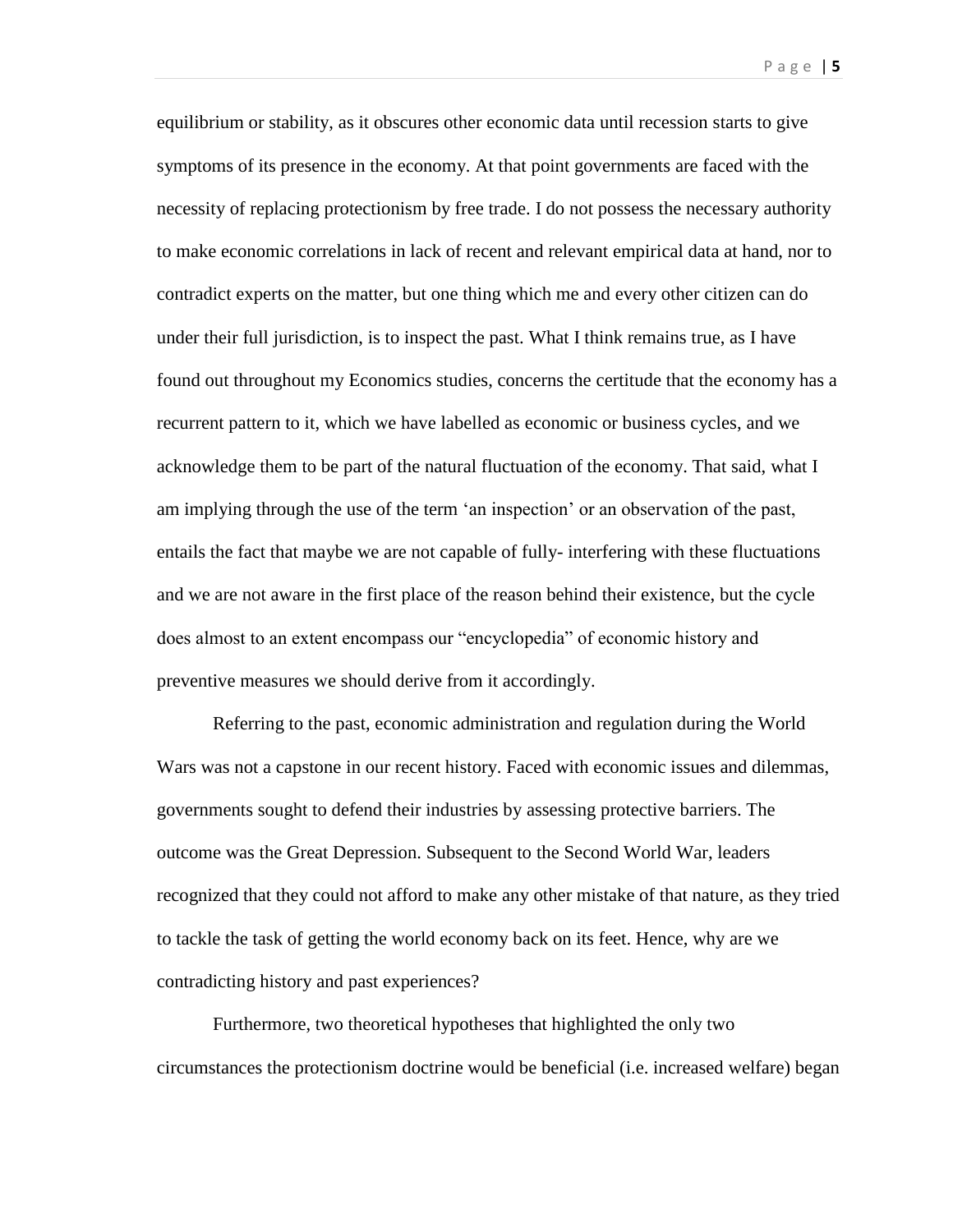equilibrium or stability, as it obscures other economic data until recession starts to give symptoms of its presence in the economy. At that point governments are faced with the necessity of replacing protectionism by free trade. I do not possess the necessary authority to make economic correlations in lack of recent and relevant empirical data at hand, nor to contradict experts on the matter, but one thing which me and every other citizen can do under their full jurisdiction, is to inspect the past. What I think remains true, as I have found out throughout my Economics studies, concerns the certitude that the economy has a recurrent pattern to it, which we have labelled as economic or business cycles, and we acknowledge them to be part of the natural fluctuation of the economy. That said, what I am implying through the use of the term 'an inspection' or an observation of the past, entails the fact that maybe we are not capable of fully- interfering with these fluctuations and we are not aware in the first place of the reason behind their existence, but the cycle does almost to an extent encompass our "encyclopedia" of economic history and preventive measures we should derive from it accordingly.

Referring to the past, economic administration and regulation during the World Wars was not a capstone in our recent history. Faced with economic issues and dilemmas, governments sought to defend their industries by assessing protective barriers. The outcome was the Great Depression. Subsequent to the Second World War, leaders recognized that they could not afford to make any other mistake of that nature, as they tried to tackle the task of getting the world economy back on its feet. Hence, why are we contradicting history and past experiences?

Furthermore, two theoretical hypotheses that highlighted the only two circumstances the protectionism doctrine would be beneficial (i.e. increased welfare) began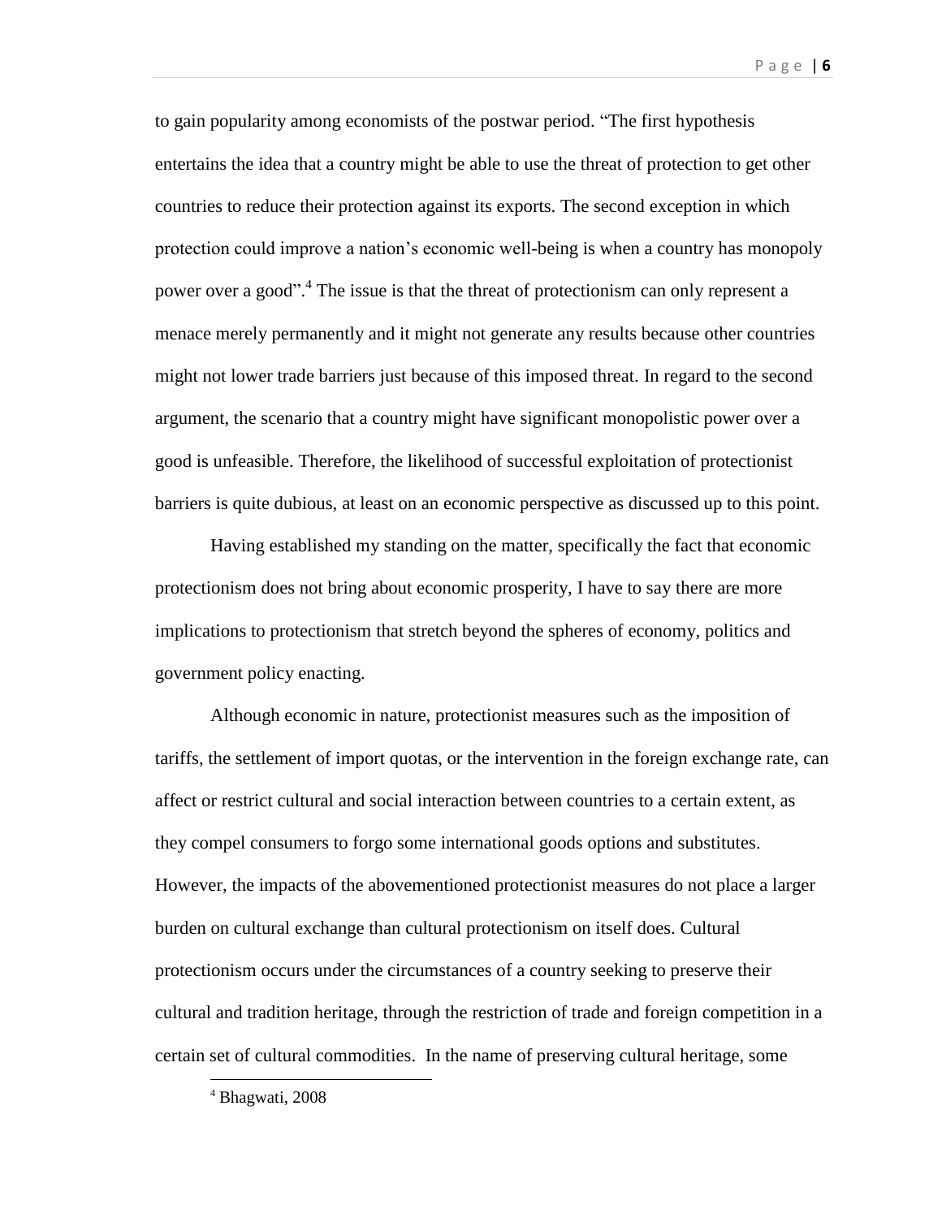to gain popularity among economists of the postwar period. "The first hypothesis entertains the idea that a country might be able to use the threat of protection to get other countries to reduce their protection against its exports. The second exception in which protection could improve a nation's economic well-being is when a country has monopoly power over a good".[4] The issue is that the threat of protectionism can only represent a menace merely permanently and it might not generate any results because other countries might not lower trade barriers just because of this imposed threat. In regard to the second argument, the scenario that a country might have significant monopolistic power over a good is unfeasible. Therefore, the likelihood of successful exploitation of protectionist barriers is quite dubious, at least on an economic perspective as discussed up to this point.

Having established my standing on the matter, specifically the fact that economic protectionism does not bring about economic prosperity, I have to say there are more implications to protectionism that stretch beyond the spheres of economy, politics and government policy enacting.

Although economic in nature, protectionist measures such as the imposition of tariffs, the settlement of import quotas, or the intervention in the foreign exchange rate, can affect or restrict cultural and social interaction between countries to a certain extent, as they compel consumers to forgo some international goods options and substitutes. However, the impacts of the abovementioned protectionist measures do not place a larger burden on cultural exchange than cultural protectionism on itself does. Cultural protectionism occurs under the circumstances of a country seeking to preserve their cultural and tradition heritage, through the restriction of trade and foreign competition in a certain set of cultural commodities. In the name of preserving cultural heritage, some

[4] Bhagwati, 2008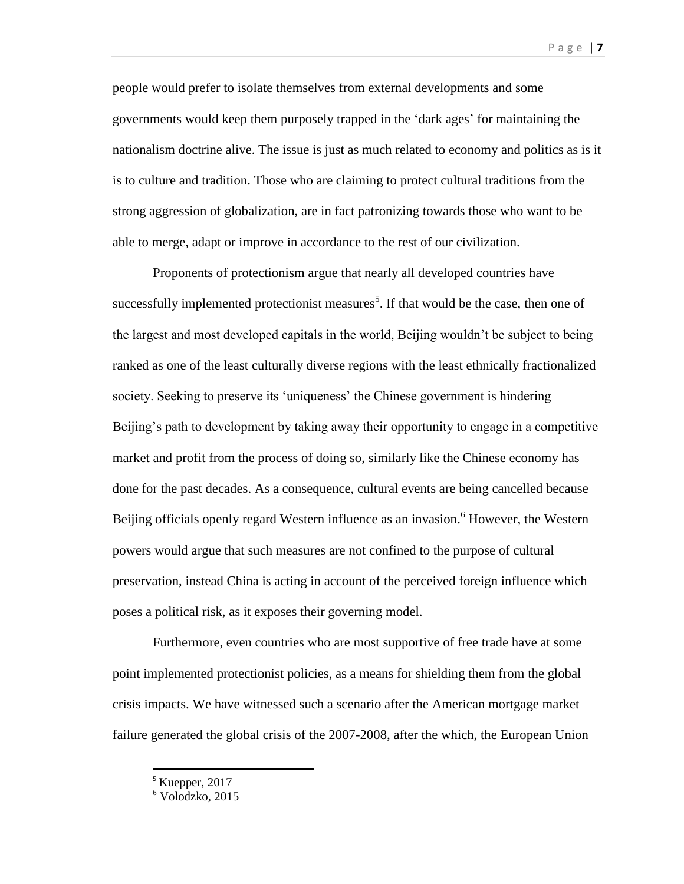people would prefer to isolate themselves from external developments and some governments would keep them purposely trapped in the 'dark ages' for maintaining the nationalism doctrine alive. The issue is just as much related to economy and politics as is it is to culture and tradition. Those who are claiming to protect cultural traditions from the strong aggression of globalization, are in fact patronizing towards those who want to be able to merge, adapt or improve in accordance to the rest of our civilization.

Proponents of protectionism argue that nearly all developed countries have successfully implemented protectionist measures[5]. If that would be the case, then one of the largest and most developed capitals in the world, Beijing wouldn't be subject to being ranked as one of the least culturally diverse regions with the least ethnically fractionalized society. Seeking to preserve its 'uniqueness' the Chinese government is hindering Beijing's path to development by taking away their opportunity to engage in a competitive market and profit from the process of doing so, similarly like the Chinese economy has done for the past decades. As a consequence, cultural events are being cancelled because Beijing officials openly regard Western influence as an invasion.[6] However, the Western powers would argue that such measures are not confined to the purpose of cultural preservation, instead China is acting in account of the perceived foreign influence which poses a political risk, as it exposes their governing model.

Furthermore, even countries who are most supportive of free trade have at some point implemented protectionist policies, as a means for shielding them from the global crisis impacts. We have witnessed such a scenario after the American mortgage market failure generated the global crisis of the 2007-2008, after the which, the European Union

---

[5] Kuepper, 2017

[6] Volodzko, 2015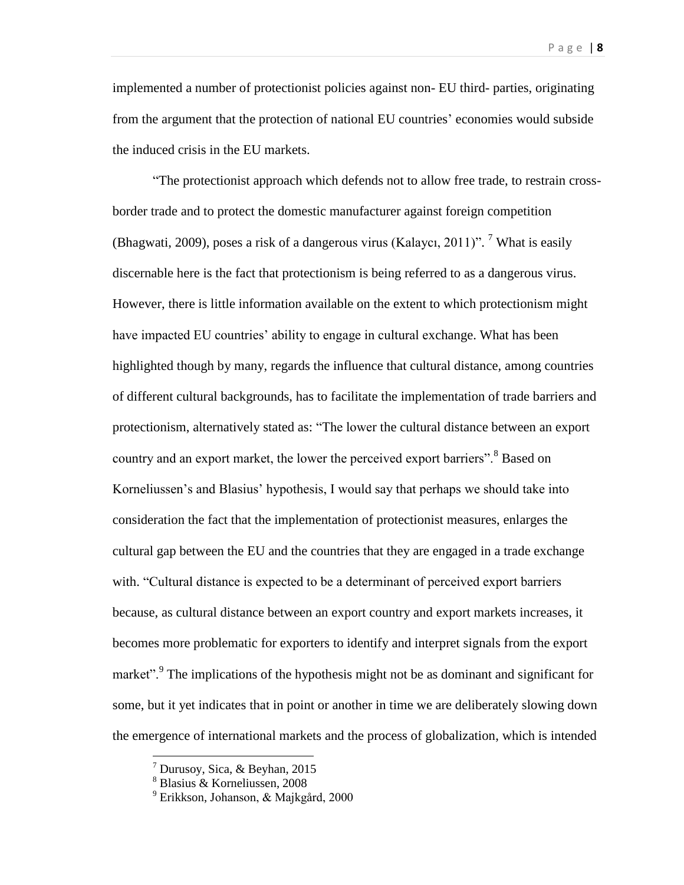implemented a number of protectionist policies against non- EU third- parties, originating from the argument that the protection of national EU countries' economies would subside the induced crisis in the EU markets.

"The protectionist approach which defends not to allow free trade, to restrain cross-border trade and to protect the domestic manufacturer against foreign competition (Bhagwati, 2009), poses a risk of a dangerous virus (Kalaycı, 2011)". [7] What is easily discernable here is the fact that protectionism is being referred to as a dangerous virus. However, there is little information available on the extent to which protectionism might have impacted EU countries' ability to engage in cultural exchange. What has been highlighted though by many, regards the influence that cultural distance, among countries of different cultural backgrounds, has to facilitate the implementation of trade barriers and protectionism, alternatively stated as: "The lower the cultural distance between an export country and an export market, the lower the perceived export barriers".[8] Based on Korneliussen's and Blasius' hypothesis, I would say that perhaps we should take into consideration the fact that the implementation of protectionist measures, enlarges the cultural gap between the EU and the countries that they are engaged in a trade exchange with. "Cultural distance is expected to be a determinant of perceived export barriers because, as cultural distance between an export country and export markets increases, it becomes more problematic for exporters to identify and interpret signals from the export market".[9] The implications of the hypothesis might not be as dominant and significant for some, but it yet indicates that in point or another in time we are deliberately slowing down the emergence of international markets and the process of globalization, which is intended

[7] Durusoy, Sica, & Beyhan, 2015
[8] Blasius & Korneliussen, 2008
[9] Erikkson, Johanson, & Majkgård, 2000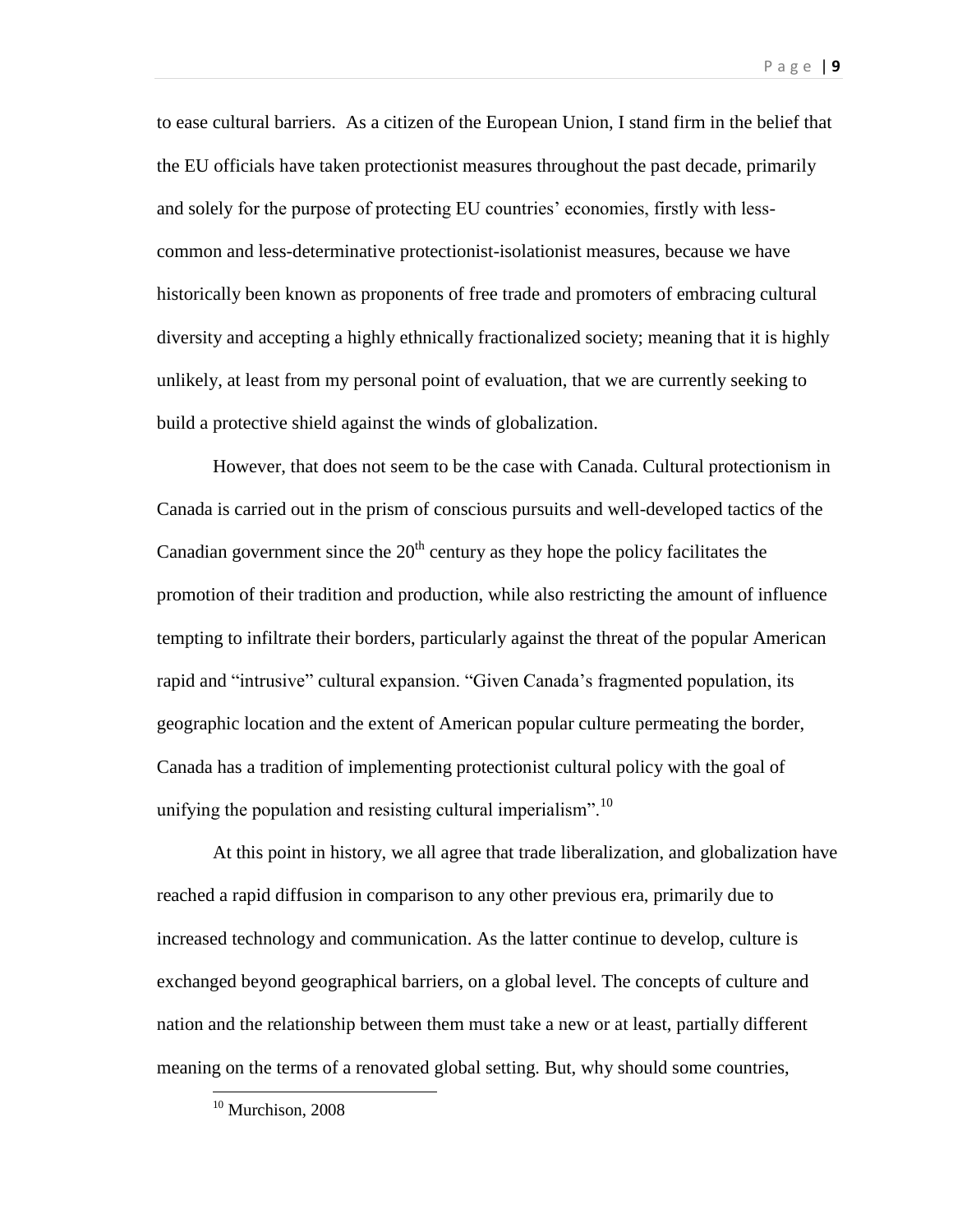to ease cultural barriers. As a citizen of the European Union, I stand firm in the belief that the EU officials have taken protectionist measures throughout the past decade, primarily and solely for the purpose of protecting EU countries' economies, firstly with less-common and less-determinative protectionist-isolationist measures, because we have historically been known as proponents of free trade and promoters of embracing cultural diversity and accepting a highly ethnically fractionalized society; meaning that it is highly unlikely, at least from my personal point of evaluation, that we are currently seeking to build a protective shield against the winds of globalization.

However, that does not seem to be the case with Canada. Cultural protectionism in Canada is carried out in the prism of conscious pursuits and well-developed tactics of the Canadian government since the 20th century as they hope the policy facilitates the promotion of their tradition and production, while also restricting the amount of influence tempting to infiltrate their borders, particularly against the threat of the popular American rapid and "intrusive" cultural expansion. "Given Canada's fragmented population, its geographic location and the extent of American popular culture permeating the border, Canada has a tradition of implementing protectionist cultural policy with the goal of unifying the population and resisting cultural imperialism".[10]

At this point in history, we all agree that trade liberalization, and globalization have reached a rapid diffusion in comparison to any other previous era, primarily due to increased technology and communication. As the latter continue to develop, culture is exchanged beyond geographical barriers, on a global level. The concepts of culture and nation and the relationship between them must take a new or at least, partially different meaning on the terms of a renovated global setting. But, why should some countries,

[10] Murchison, 2008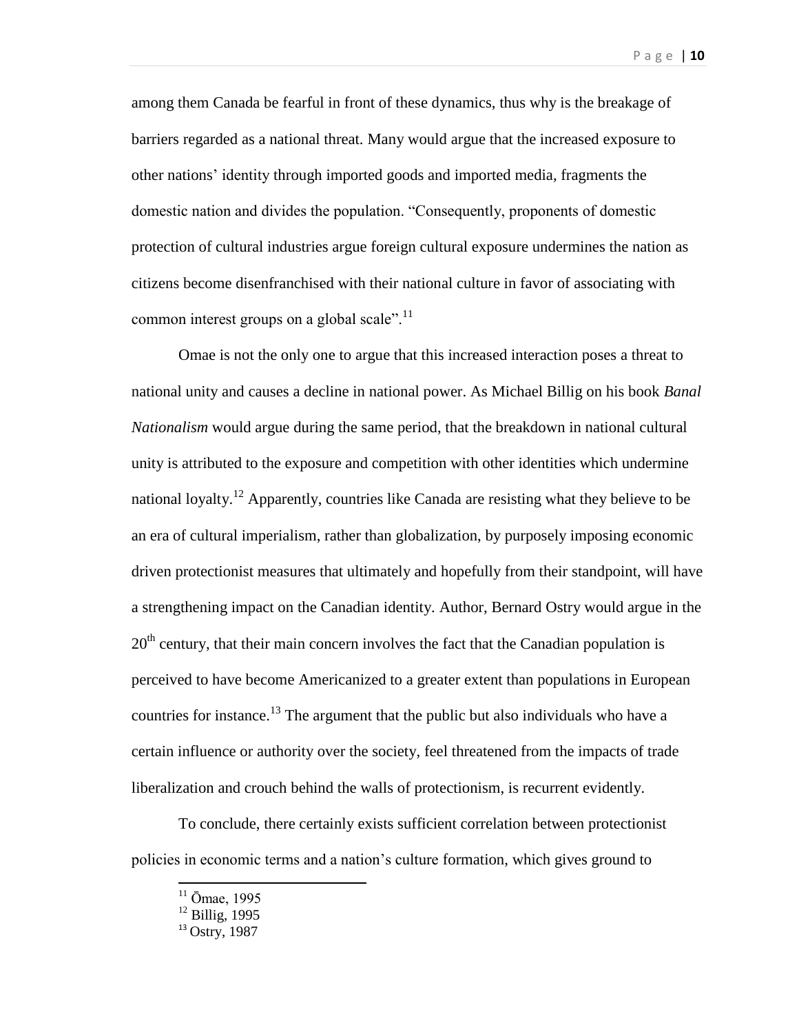among them Canada be fearful in front of these dynamics, thus why is the breakage of barriers regarded as a national threat. Many would argue that the increased exposure to other nations' identity through imported goods and imported media, fragments the domestic nation and divides the population. "Consequently, proponents of domestic protection of cultural industries argue foreign cultural exposure undermines the nation as citizens become disenfranchised with their national culture in favor of associating with common interest groups on a global scale".[11]

Omae is not the only one to argue that this increased interaction poses a threat to national unity and causes a decline in national power. As Michael Billig on his book *Banal Nationalism* would argue during the same period, that the breakdown in national cultural unity is attributed to the exposure and competition with other identities which undermine national loyalty.[12] Apparently, countries like Canada are resisting what they believe to be an era of cultural imperialism, rather than globalization, by purposely imposing economic driven protectionist measures that ultimately and hopefully from their standpoint, will have a strengthening impact on the Canadian identity. Author, Bernard Ostry would argue in the 20th century, that their main concern involves the fact that the Canadian population is perceived to have become Americanized to a greater extent than populations in European countries for instance.[13] The argument that the public but also individuals who have a certain influence or authority over the society, feel threatened from the impacts of trade liberalization and crouch behind the walls of protectionism, is recurrent evidently.

To conclude, there certainly exists sufficient correlation between protectionist policies in economic terms and a nation's culture formation, which gives ground to

---

[11] Ōmae, 1995

[12] Billig, 1995

[13] Ostry, 1987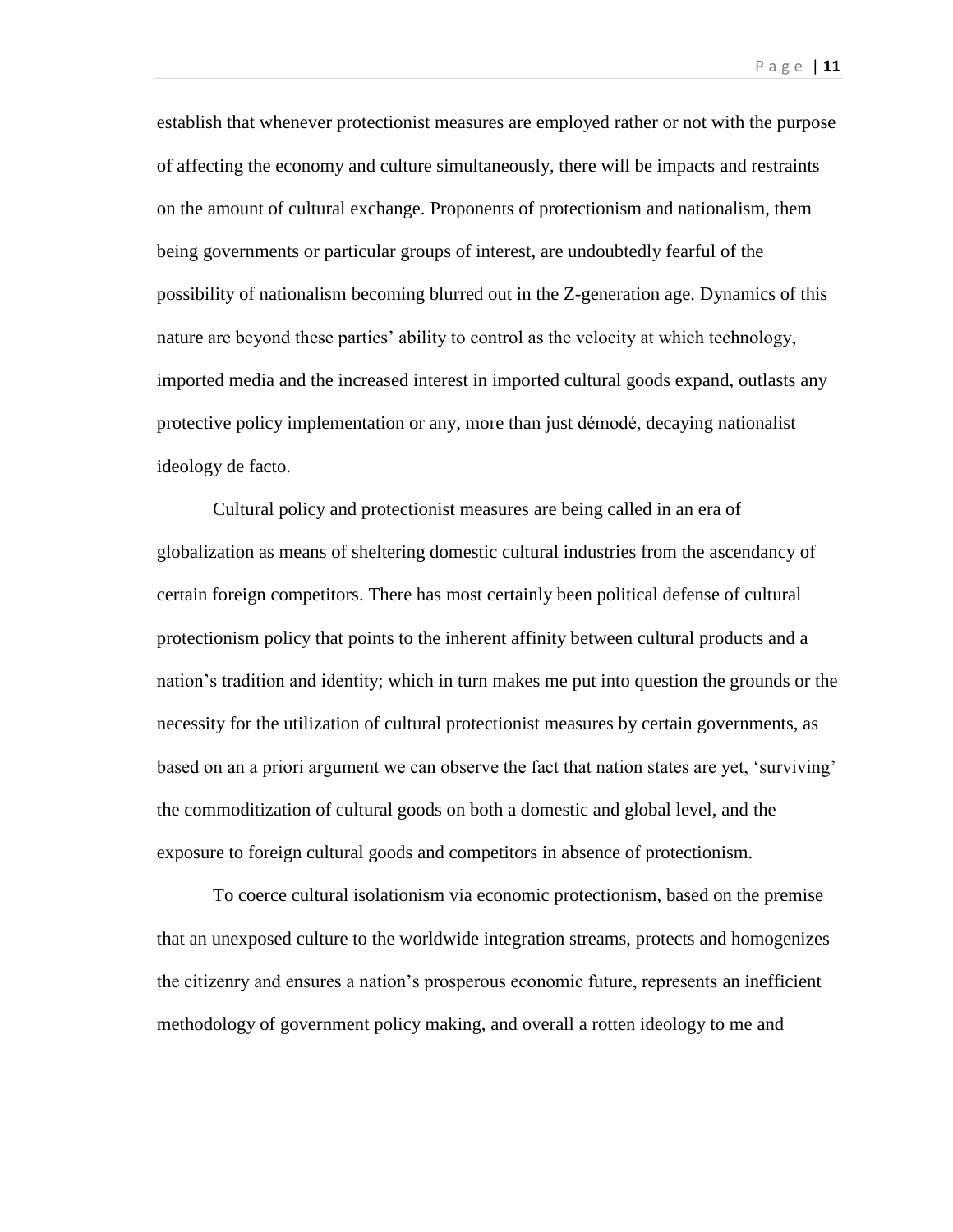establish that whenever protectionist measures are employed rather or not with the purpose of affecting the economy and culture simultaneously, there will be impacts and restraints on the amount of cultural exchange. Proponents of protectionism and nationalism, them being governments or particular groups of interest, are undoubtedly fearful of the possibility of nationalism becoming blurred out in the Z-generation age. Dynamics of this nature are beyond these parties' ability to control as the velocity at which technology, imported media and the increased interest in imported cultural goods expand, outlasts any protective policy implementation or any, more than just démodé, decaying nationalist ideology de facto.

Cultural policy and protectionist measures are being called in an era of globalization as means of sheltering domestic cultural industries from the ascendancy of certain foreign competitors. There has most certainly been political defense of cultural protectionism policy that points to the inherent affinity between cultural products and a nation's tradition and identity; which in turn makes me put into question the grounds or the necessity for the utilization of cultural protectionist measures by certain governments, as based on an a priori argument we can observe the fact that nation states are yet, 'surviving' the commoditization of cultural goods on both a domestic and global level, and the exposure to foreign cultural goods and competitors in absence of protectionism.

To coerce cultural isolationism via economic protectionism, based on the premise that an unexposed culture to the worldwide integration streams, protects and homogenizes the citizenry and ensures a nation's prosperous economic future, represents an inefficient methodology of government policy making, and overall a rotten ideology to me and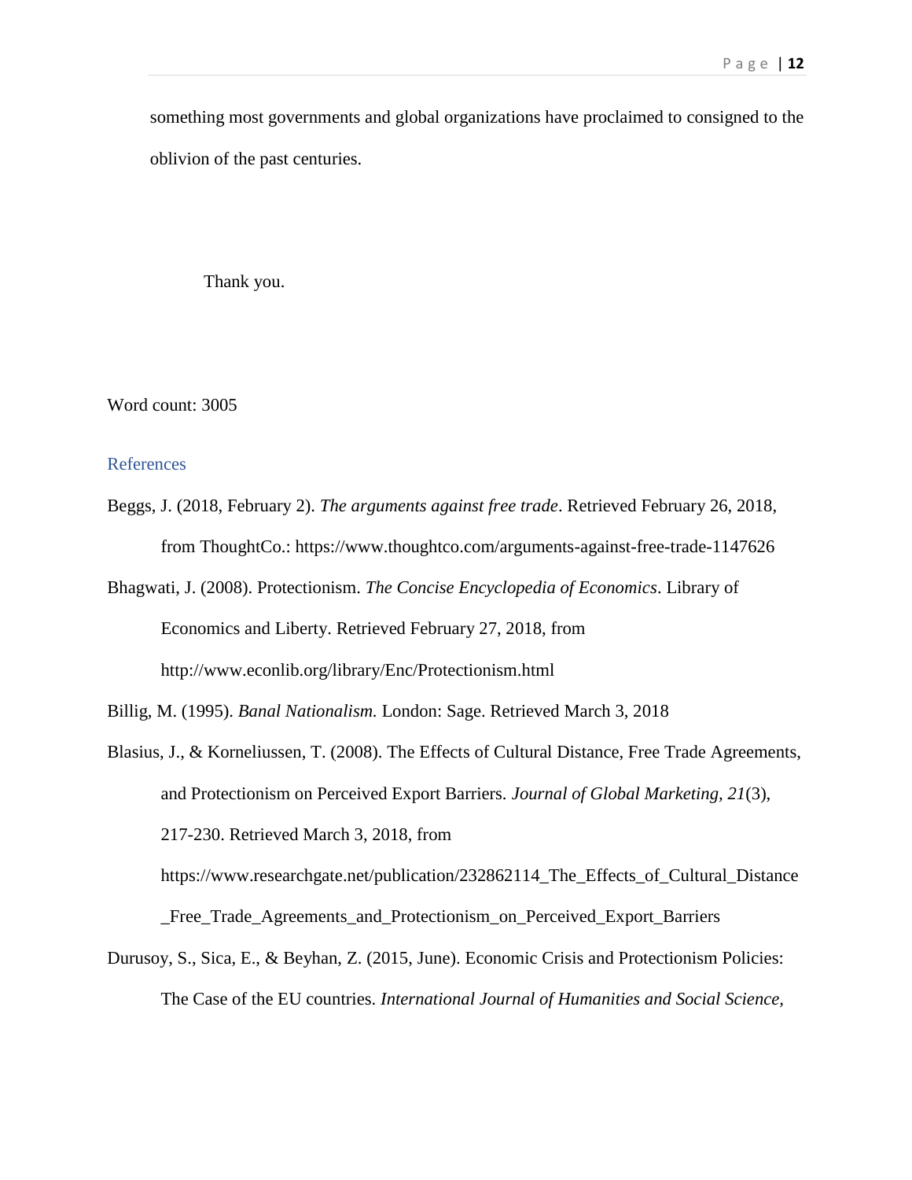something most governments and global organizations have proclaimed to consigned to the oblivion of the past centuries.

Thank you.

Word count: 3005

## References

Beggs, J. (2018, February 2). *The arguments against free trade*. Retrieved February 26, 2018, from ThoughtCo.: https://www.thoughtco.com/arguments-against-free-trade-1147626

Bhagwati, J. (2008). Protectionism. *The Concise Encyclopedia of Economics*. Library of Economics and Liberty. Retrieved February 27, 2018, from http://www.econlib.org/library/Enc/Protectionism.html

Billig, M. (1995). *Banal Nationalism.* London: Sage. Retrieved March 3, 2018

Blasius, J., & Korneliussen, T. (2008). The Effects of Cultural Distance, Free Trade Agreements, and Protectionism on Perceived Export Barriers. *Journal of Global Marketing, 21*(3), 217-230. Retrieved March 3, 2018, from https://www.researchgate.net/publication/232862114_The_Effects_of_Cultural_Distance_Free_Trade_Agreements_and_Protectionism_on_Perceived_Export_Barriers

Durusoy, S., Sica, E., & Beyhan, Z. (2015, June). Economic Crisis and Protectionism Policies: The Case of the EU countries. *International Journal of Humanities and Social Science,*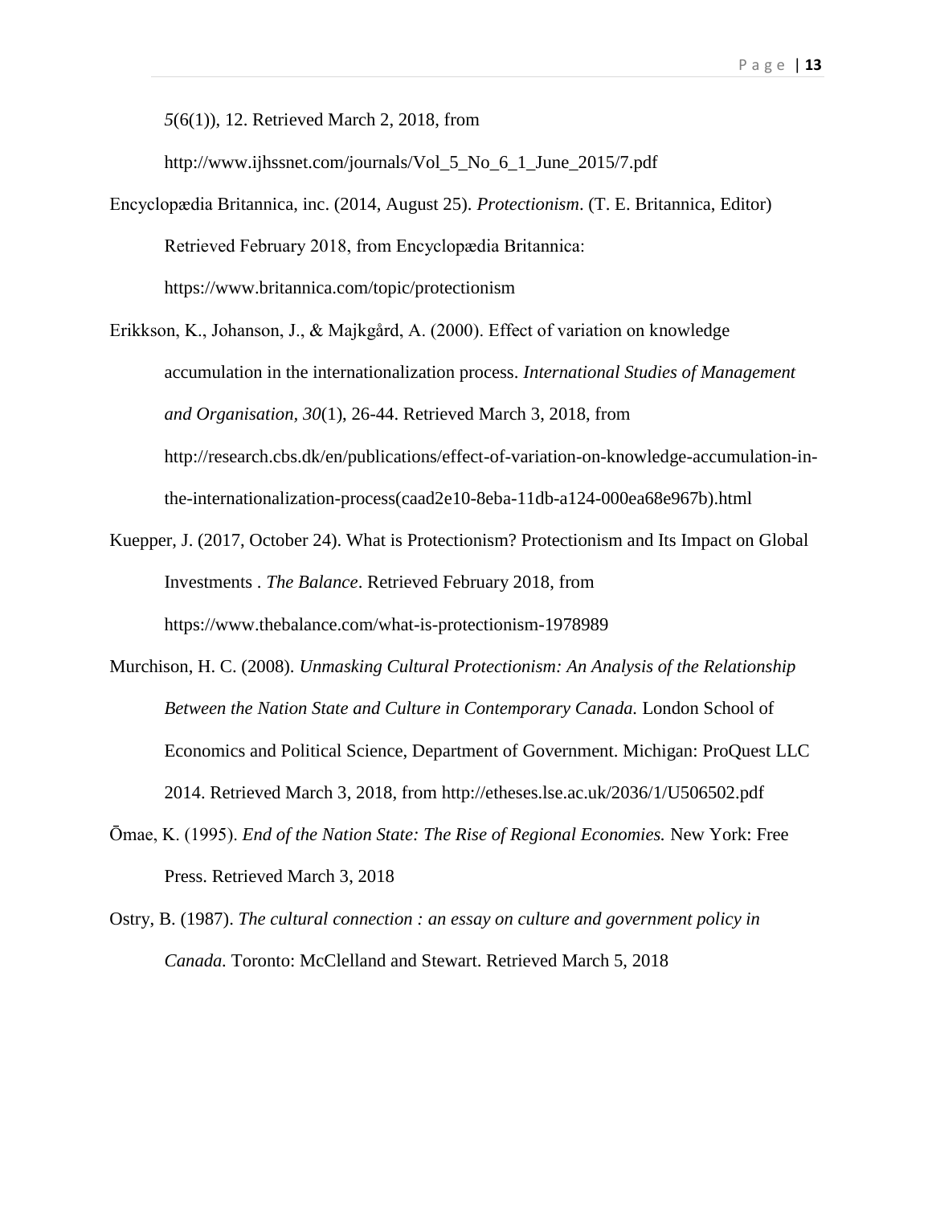*5*(6(1)), 12. Retrieved March 2, 2018, from http://www.ijhssnet.com/journals/Vol_5_No_6_1_June_2015/7.pdf

Encyclopædia Britannica, inc. (2014, August 25). *Protectionism*. (T. E. Britannica, Editor) Retrieved February 2018, from Encyclopædia Britannica: https://www.britannica.com/topic/protectionism

Erikkson, K., Johanson, J., & Majkgård, A. (2000). Effect of variation on knowledge accumulation in the internationalization process. *International Studies of Management and Organisation, 30*(1), 26-44. Retrieved March 3, 2018, from http://research.cbs.dk/en/publications/effect-of-variation-on-knowledge-accumulation-in-the-internationalization-process(caad2e10-8eba-11db-a124-000ea68e967b).html

Kuepper, J. (2017, October 24). What is Protectionism? Protectionism and Its Impact on Global Investments . *The Balance*. Retrieved February 2018, from https://www.thebalance.com/what-is-protectionism-1978989

Murchison, H. C. (2008). *Unmasking Cultural Protectionism: An Analysis of the Relationship Between the Nation State and Culture in Contemporary Canada.* London School of Economics and Political Science, Department of Government. Michigan: ProQuest LLC 2014. Retrieved March 3, 2018, from http://etheses.lse.ac.uk/2036/1/U506502.pdf

Ōmae, K. (1995). *End of the Nation State: The Rise of Regional Economies.* New York: Free Press. Retrieved March 3, 2018

Ostry, B. (1987). *The cultural connection : an essay on culture and government policy in Canada.* Toronto: McClelland and Stewart. Retrieved March 5, 2018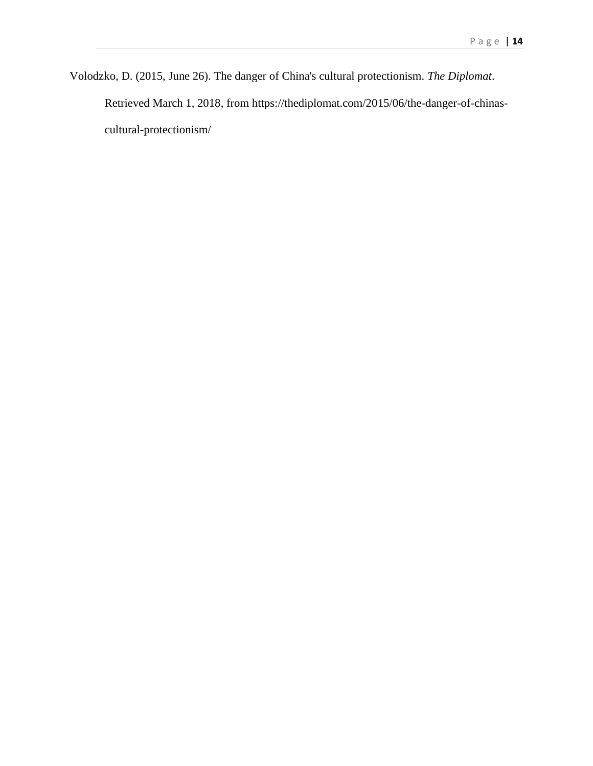Volodzko, D. (2015, June 26). The danger of China's cultural protectionism. *The Diplomat*. Retrieved March 1, 2018, from https://thediplomat.com/2015/06/the-danger-of-chinas-cultural-protectionism/